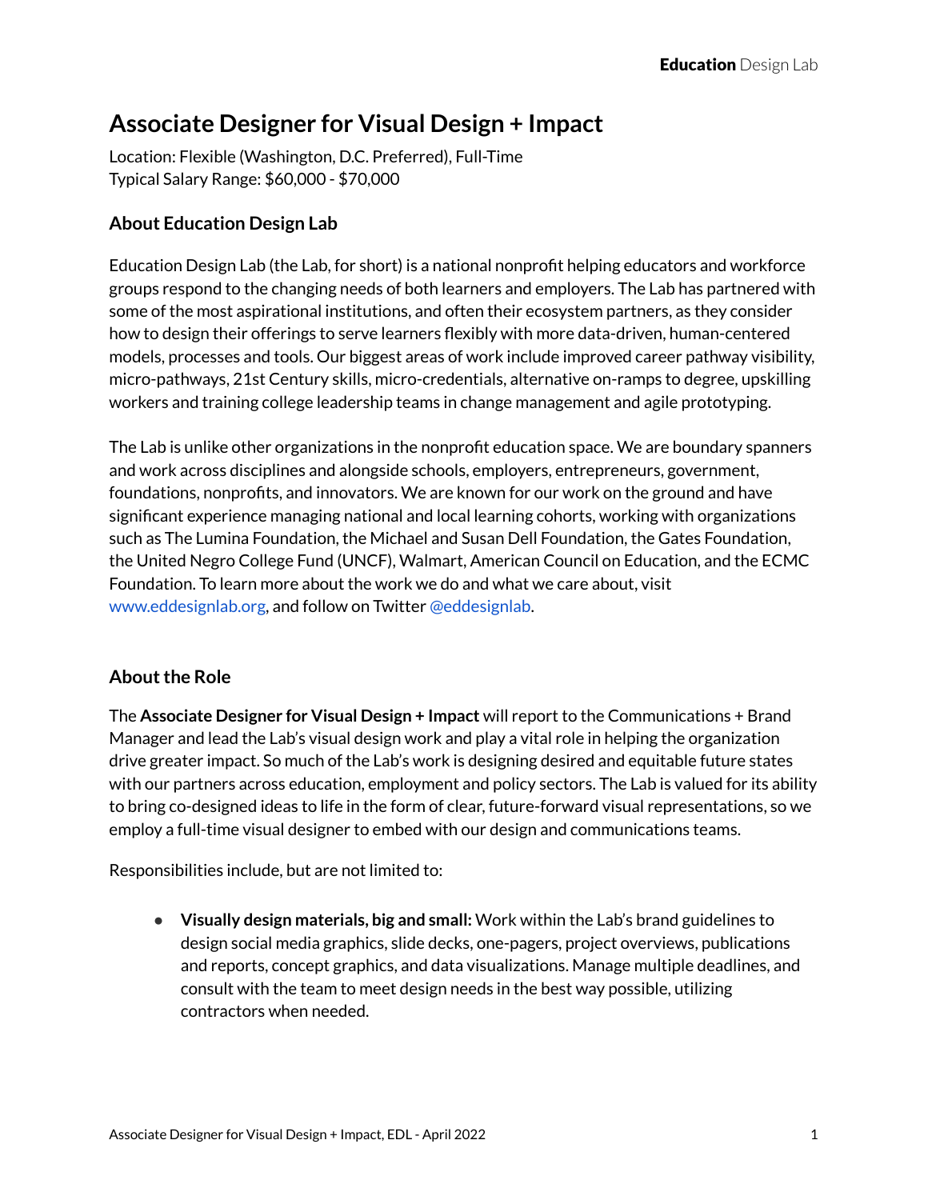# Associate Designer for Visual Design + Impact

Location: Flexible (Washington, D.C. Preferred), Full-Time
Typical Salary Range: $60,000 - $70,000

## About Education Design Lab

Education Design Lab (the Lab, for short) is a national nonprofit helping educators and workforce groups respond to the changing needs of both learners and employers. The Lab has partnered with some of the most aspirational institutions, and often their ecosystem partners, as they consider how to design their offerings to serve learners flexibly with more data-driven, human-centered models, processes and tools. Our biggest areas of work include improved career pathway visibility, micro-pathways, 21st Century skills, micro-credentials, alternative on-ramps to degree, upskilling workers and training college leadership teams in change management and agile prototyping.

The Lab is unlike other organizations in the nonprofit education space. We are boundary spanners and work across disciplines and alongside schools, employers, entrepreneurs, government, foundations, nonprofits, and innovators. We are known for our work on the ground and have significant experience managing national and local learning cohorts, working with organizations such as The Lumina Foundation, the Michael and Susan Dell Foundation, the Gates Foundation, the United Negro College Fund (UNCF), Walmart, American Council on Education, and the ECMC Foundation. To learn more about the work we do and what we care about, visit www.eddesignlab.org, and follow on Twitter @eddesignlab.

## About the Role

The **Associate Designer for Visual Design + Impact** will report to the Communications + Brand Manager and lead the Lab's visual design work and play a vital role in helping the organization drive greater impact. So much of the Lab's work is designing desired and equitable future states with our partners across education, employment and policy sectors. The Lab is valued for its ability to bring co-designed ideas to life in the form of clear, future-forward visual representations, so we employ a full-time visual designer to embed with our design and communications teams.

Responsibilities include, but are not limited to:

- **Visually design materials, big and small:** Work within the Lab's brand guidelines to design social media graphics, slide decks, one-pagers, project overviews, publications and reports, concept graphics, and data visualizations. Manage multiple deadlines, and consult with the team to meet design needs in the best way possible, utilizing contractors when needed.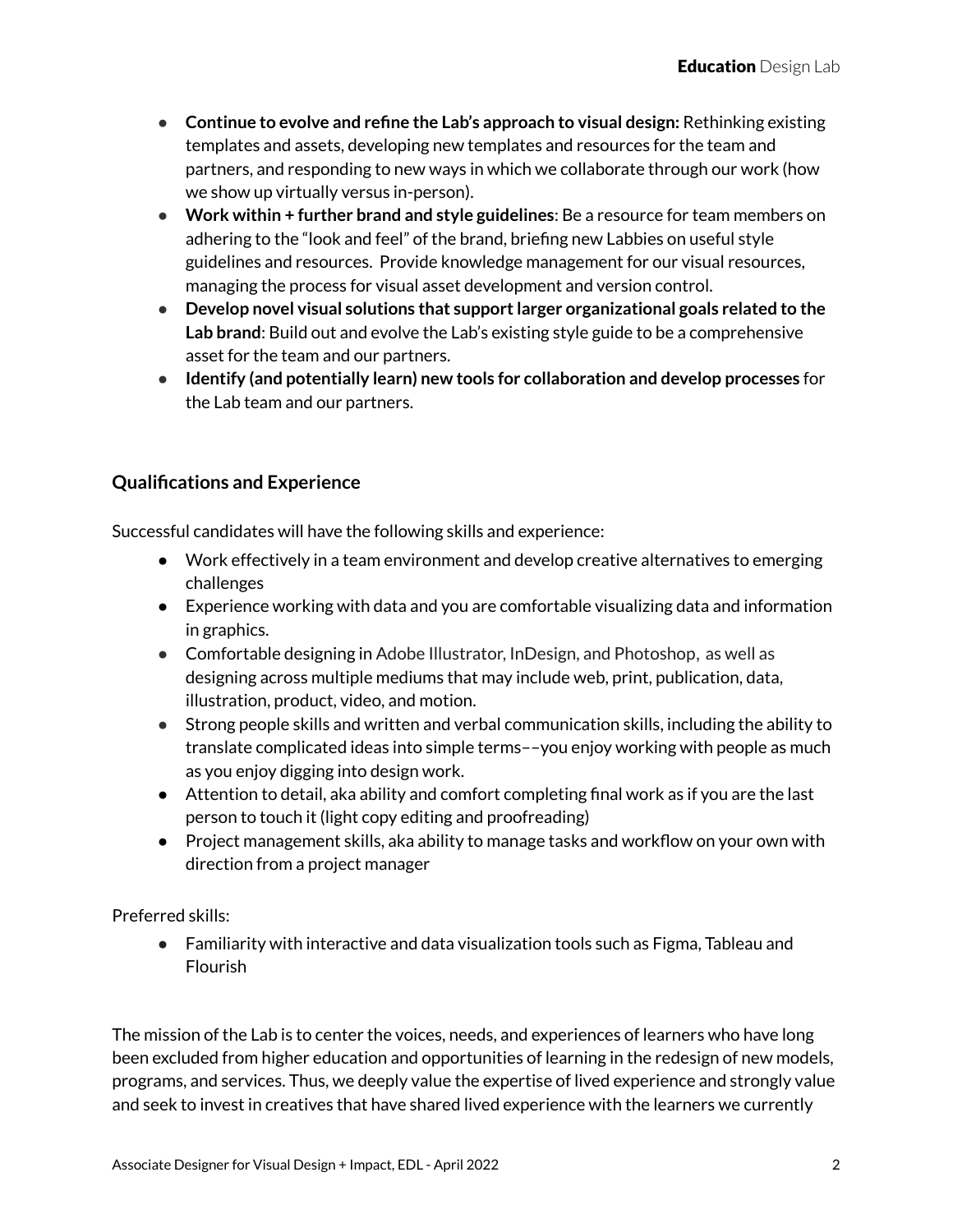- **Continue to evolve and refine the Lab's approach to visual design:** Rethinking existing templates and assets, developing new templates and resources for the team and partners, and responding to new ways in which we collaborate through our work (how we show up virtually versus in-person).
- **Work within + further brand and style guidelines**: Be a resource for team members on adhering to the "look and feel" of the brand, briefing new Labbies on useful style guidelines and resources. Provide knowledge management for our visual resources, managing the process for visual asset development and version control.
- **Develop novel visual solutions that support larger organizational goals related to the Lab brand**: Build out and evolve the Lab's existing style guide to be a comprehensive asset for the team and our partners.
- **Identify (and potentially learn) new tools for collaboration and develop processes** for the Lab team and our partners.

## Qualifications and Experience

Successful candidates will have the following skills and experience:

- Work effectively in a team environment and develop creative alternatives to emerging challenges
- Experience working with data and you are comfortable visualizing data and information in graphics.
- Comfortable designing in Adobe Illustrator, InDesign, and Photoshop, as well as designing across multiple mediums that may include web, print, publication, data, illustration, product, video, and motion.
- Strong people skills and written and verbal communication skills, including the ability to translate complicated ideas into simple terms––you enjoy working with people as much as you enjoy digging into design work.
- Attention to detail, aka ability and comfort completing final work as if you are the last person to touch it (light copy editing and proofreading)
- Project management skills, aka ability to manage tasks and workflow on your own with direction from a project manager

Preferred skills:

- Familiarity with interactive and data visualization tools such as Figma, Tableau and Flourish

The mission of the Lab is to center the voices, needs, and experiences of learners who have long been excluded from higher education and opportunities of learning in the redesign of new models, programs, and services. Thus, we deeply value the expertise of lived experience and strongly value and seek to invest in creatives that have shared lived experience with the learners we currently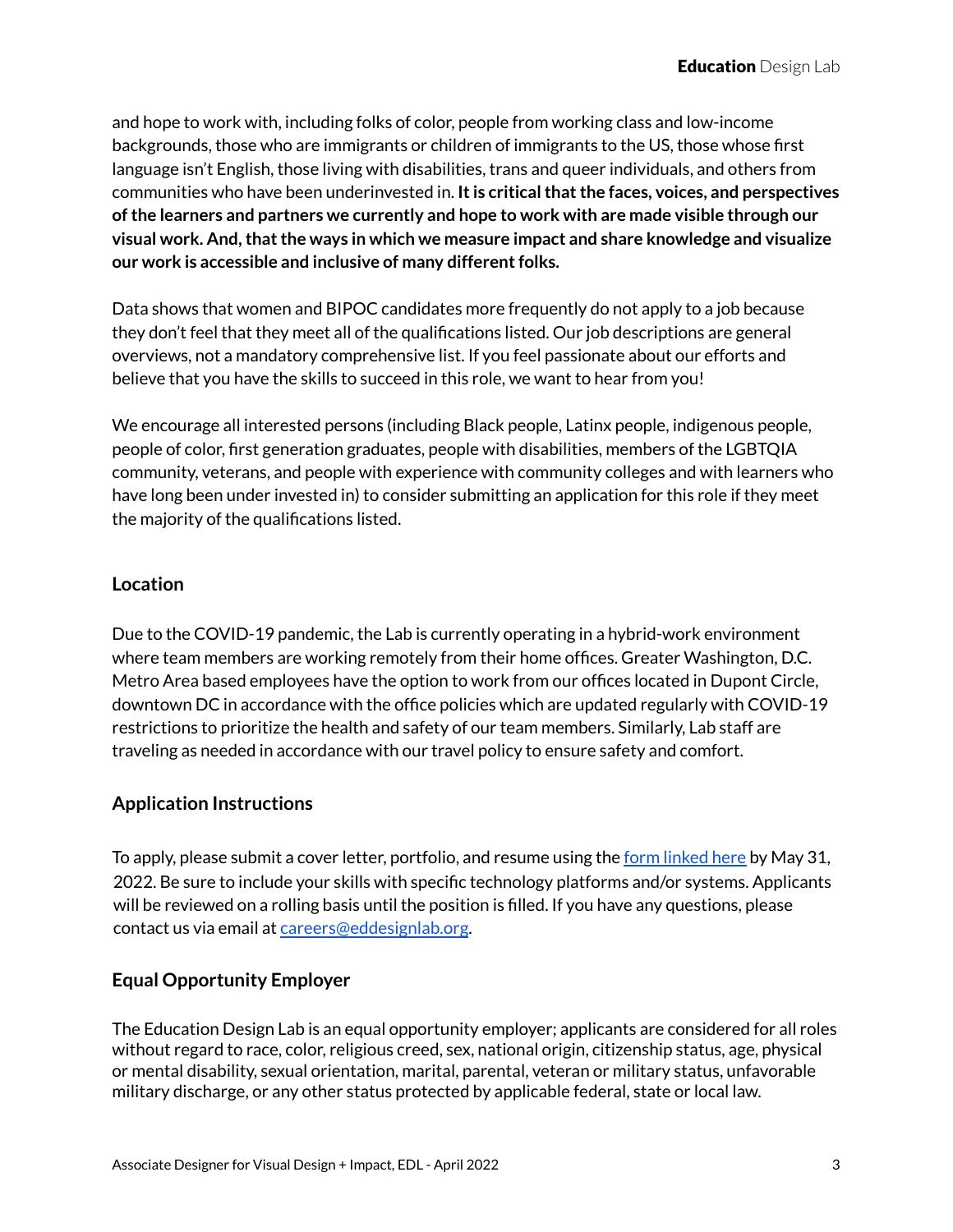and hope to work with, including folks of color, people from working class and low-income backgrounds, those who are immigrants or children of immigrants to the US, those whose first language isn't English, those living with disabilities, trans and queer individuals, and others from communities who have been underinvested in. **It is critical that the faces, voices, and perspectives of the learners and partners we currently and hope to work with are made visible through our visual work. And, that the ways in which we measure impact and share knowledge and visualize our work is accessible and inclusive of many different folks.**

Data shows that women and BIPOC candidates more frequently do not apply to a job because they don't feel that they meet all of the qualifications listed. Our job descriptions are general overviews, not a mandatory comprehensive list. If you feel passionate about our efforts and believe that you have the skills to succeed in this role, we want to hear from you!

We encourage all interested persons (including Black people, Latinx people, indigenous people, people of color, first generation graduates, people with disabilities, members of the LGBTQIA community, veterans, and people with experience with community colleges and with learners who have long been under invested in) to consider submitting an application for this role if they meet the majority of the qualifications listed.

## Location

Due to the COVID-19 pandemic, the Lab is currently operating in a hybrid-work environment where team members are working remotely from their home offices. Greater Washington, D.C. Metro Area based employees have the option to work from our offices located in Dupont Circle, downtown DC in accordance with the office policies which are updated regularly with COVID-19 restrictions to prioritize the health and safety of our team members. Similarly, Lab staff are traveling as needed in accordance with our travel policy to ensure safety and comfort.

## Application Instructions

To apply, please submit a cover letter, portfolio, and resume using the form linked here by May 31, 2022. Be sure to include your skills with specific technology platforms and/or systems. Applicants will be reviewed on a rolling basis until the position is filled. If you have any questions, please contact us via email at careers@eddesignlab.org.

## Equal Opportunity Employer

The Education Design Lab is an equal opportunity employer; applicants are considered for all roles without regard to race, color, religious creed, sex, national origin, citizenship status, age, physical or mental disability, sexual orientation, marital, parental, veteran or military status, unfavorable military discharge, or any other status protected by applicable federal, state or local law.